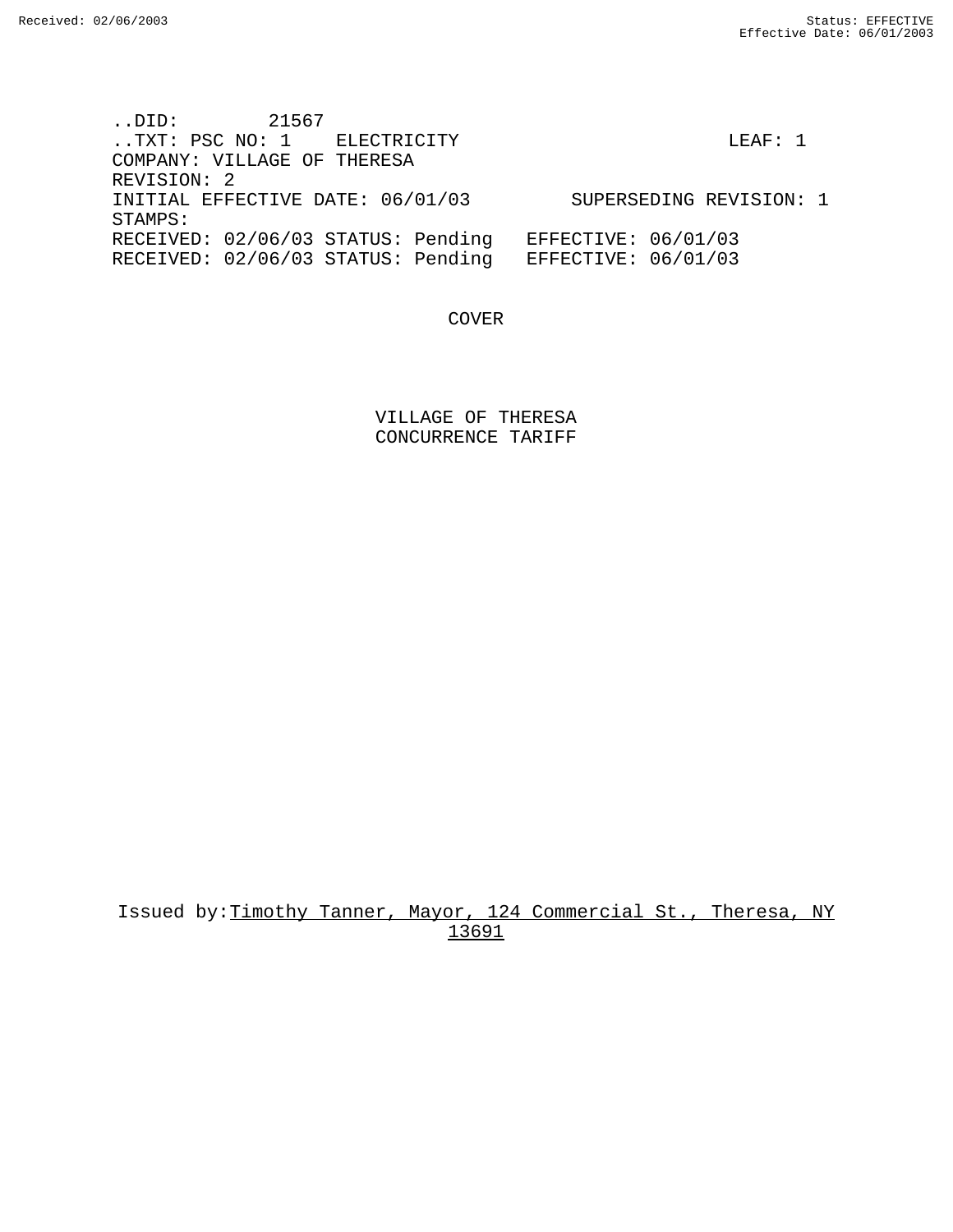..DID: 21567
..TXT: PSC NO: 1 ELECTRICITY LEAF: 1
COMPANY: VILLAGE OF THERESA
REVISION: 2
INITIAL EFFECTIVE DATE: 06/01/03 SUPERSEDING REVISION: 1
STAMPS:
RECEIVED: 02/06/03 STATUS: Pending EFFECTIVE: 06/01/03
RECEIVED: 02/06/03 STATUS: Pending EFFECTIVE: 06/01/03

COVER

VILLAGE OF THERESA
CONCURRENCE TARIFF

Issued by: Timothy Tanner, Mayor, 124 Commercial St., Theresa, NY 13691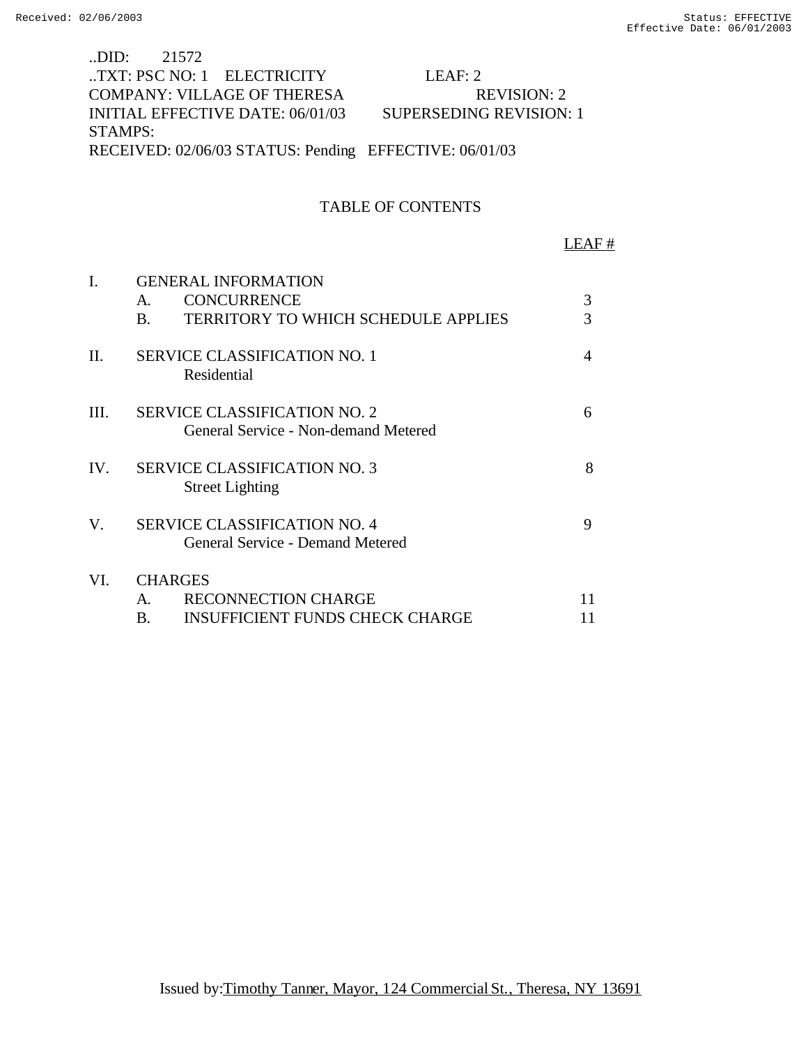..DID: 21572
..TXT: PSC NO: 1 ELECTRICITY LEAF: 2
COMPANY: VILLAGE OF THERESA REVISION: 2
INITIAL EFFECTIVE DATE: 06/01/03 SUPERSEDING REVISION: 1
STAMPS:
RECEIVED: 02/06/03 STATUS: Pending EFFECTIVE: 06/01/03

# TABLE OF CONTENTS

| | | LEAF # |
|---|---|---|
| I. | GENERAL INFORMATION | |
| | A. CONCURRENCE | 3 |
| | B. TERRITORY TO WHICH SCHEDULE APPLIES | 3 |
| II. | SERVICE CLASSIFICATION NO. 1<br>Residential | 4 |
| III. | SERVICE CLASSIFICATION NO. 2<br>General Service - Non-demand Metered | 6 |
| IV. | SERVICE CLASSIFICATION NO. 3<br>Street Lighting | 8 |
| V. | SERVICE CLASSIFICATION NO. 4<br>General Service - Demand Metered | 9 |
| VI. | CHARGES | |
| | A. RECONNECTION CHARGE | 11 |
| | B. INSUFFICIENT FUNDS CHECK CHARGE | 11 |

Issued by: Timothy Tanner, Mayor, 124 Commercial St., Theresa, NY 13691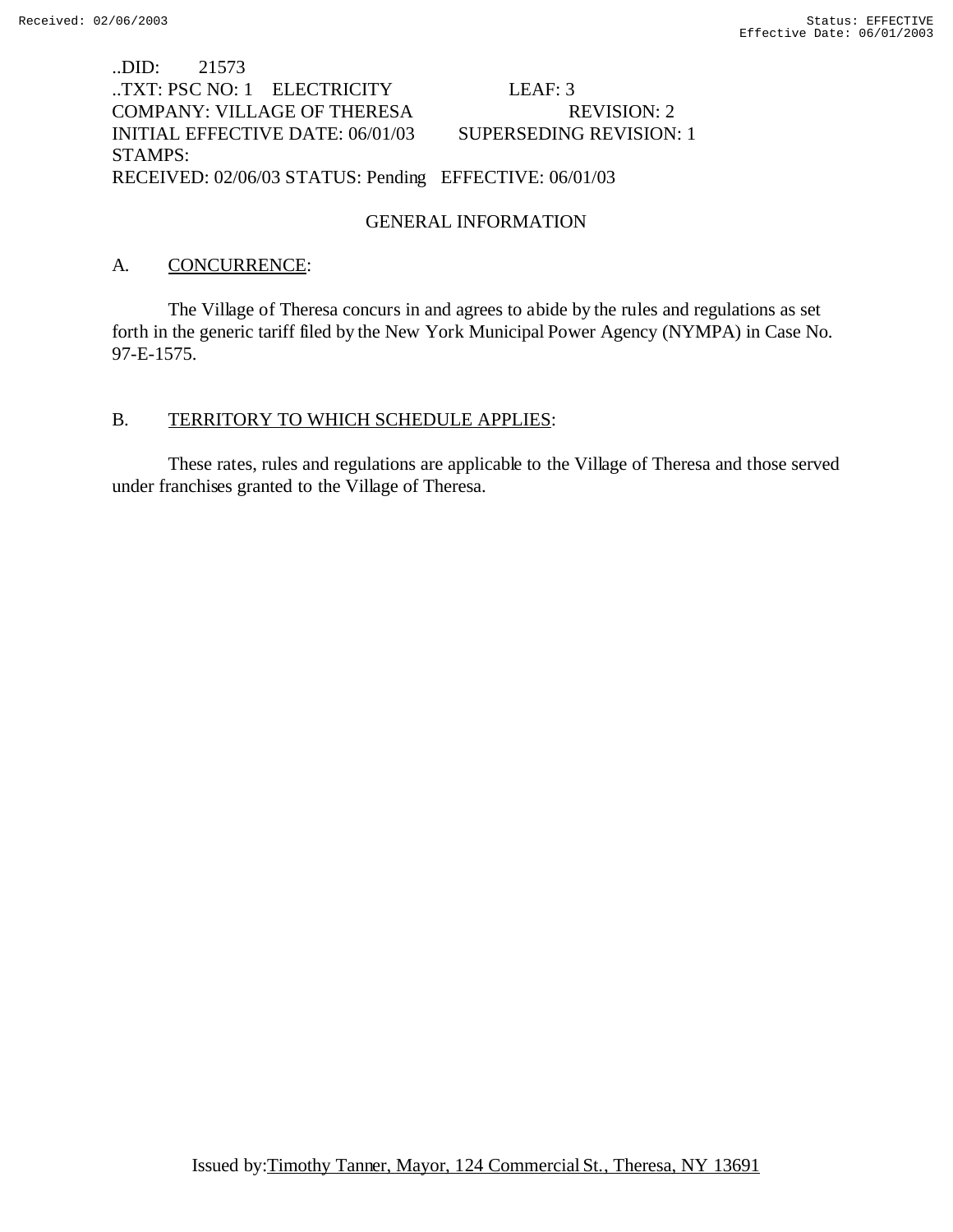..DID: 21573
..TXT: PSC NO: 1 ELECTRICITY LEAF: 3
COMPANY: VILLAGE OF THERESA REVISION: 2
INITIAL EFFECTIVE DATE: 06/01/03 SUPERSEDING REVISION: 1
STAMPS:
RECEIVED: 02/06/03 STATUS: Pending EFFECTIVE: 06/01/03

## GENERAL INFORMATION

A. CONCURRENCE:

The Village of Theresa concurs in and agrees to abide by the rules and regulations as set forth in the generic tariff filed by the New York Municipal Power Agency (NYMPA) in Case No. 97-E-1575.

B. TERRITORY TO WHICH SCHEDULE APPLIES:

These rates, rules and regulations are applicable to the Village of Theresa and those served under franchises granted to the Village of Theresa.

Issued by: Timothy Tanner, Mayor, 124 Commercial St., Theresa, NY 13691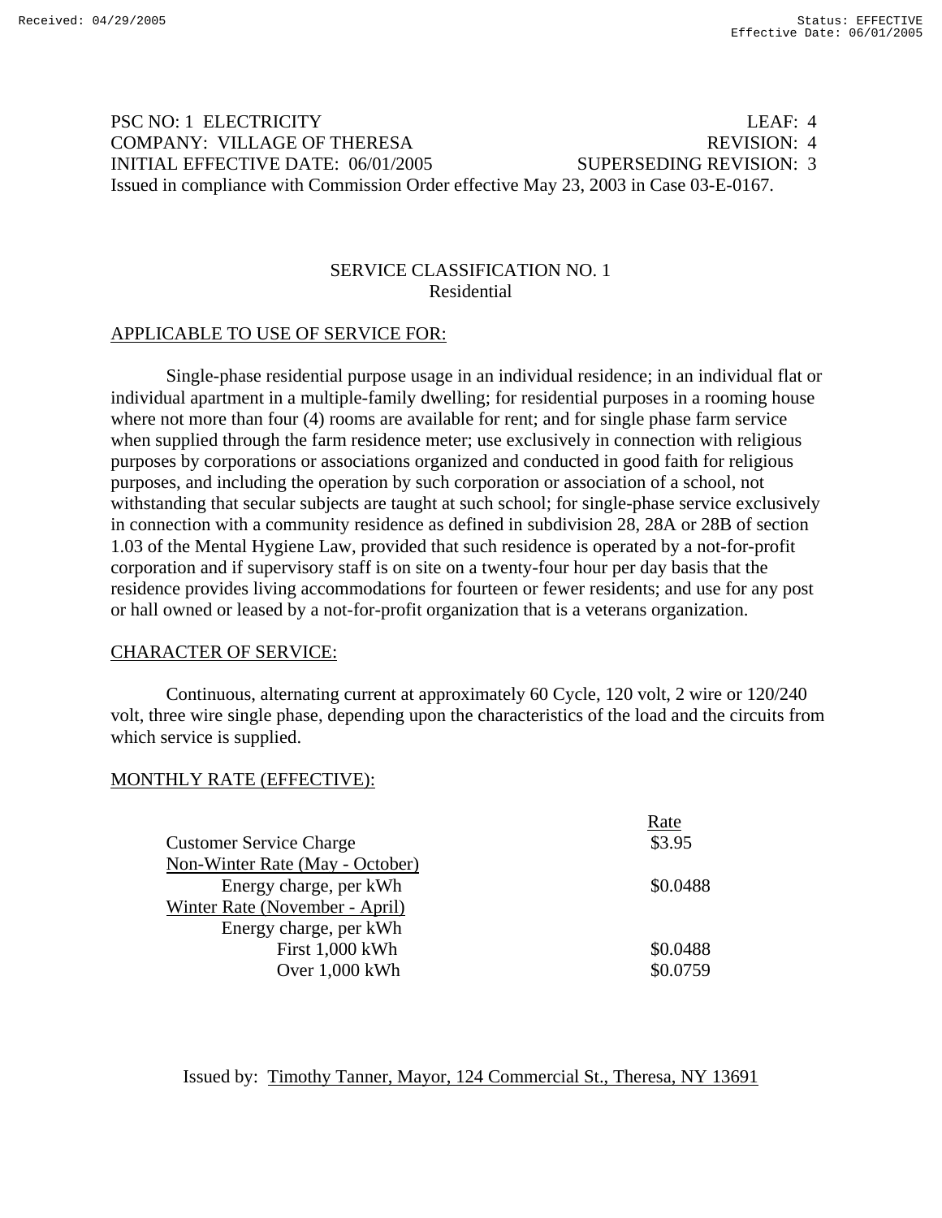PSC NO: 1 ELECTRICITY LEAF: 4
COMPANY: VILLAGE OF THERESA REVISION: 4
INITIAL EFFECTIVE DATE: 06/01/2005 SUPERSEDING REVISION: 3
Issued in compliance with Commission Order effective May 23, 2003 in Case 03-E-0167.

## SERVICE CLASSIFICATION NO. 1
### Residential

APPLICABLE TO USE OF SERVICE FOR:

Single-phase residential purpose usage in an individual residence; in an individual flat or individual apartment in a multiple-family dwelling; for residential purposes in a rooming house where not more than four (4) rooms are available for rent; and for single phase farm service when supplied through the farm residence meter; use exclusively in connection with religious purposes by corporations or associations organized and conducted in good faith for religious purposes, and including the operation by such corporation or association of a school, not withstanding that secular subjects are taught at such school; for single-phase service exclusively in connection with a community residence as defined in subdivision 28, 28A or 28B of section 1.03 of the Mental Hygiene Law, provided that such residence is operated by a not-for-profit corporation and if supervisory staff is on site on a twenty-four hour per day basis that the residence provides living accommodations for fourteen or fewer residents; and use for any post or hall owned or leased by a not-for-profit organization that is a veterans organization.

CHARACTER OF SERVICE:

Continuous, alternating current at approximately 60 Cycle, 120 volt, 2 wire or 120/240 volt, three wire single phase, depending upon the characteristics of the load and the circuits from which service is supplied.

MONTHLY RATE (EFFECTIVE):

| | Rate |
|---|---|
| Customer Service Charge | $3.95 |
| Non-Winter Rate (May - October) | |
| Energy charge, per kWh | $0.0488 |
| Winter Rate (November - April) | |
| Energy charge, per kWh | |
| First 1,000 kWh | $0.0488 |
| Over 1,000 kWh | $0.0759 |

Issued by: Timothy Tanner, Mayor, 124 Commercial St., Theresa, NY 13691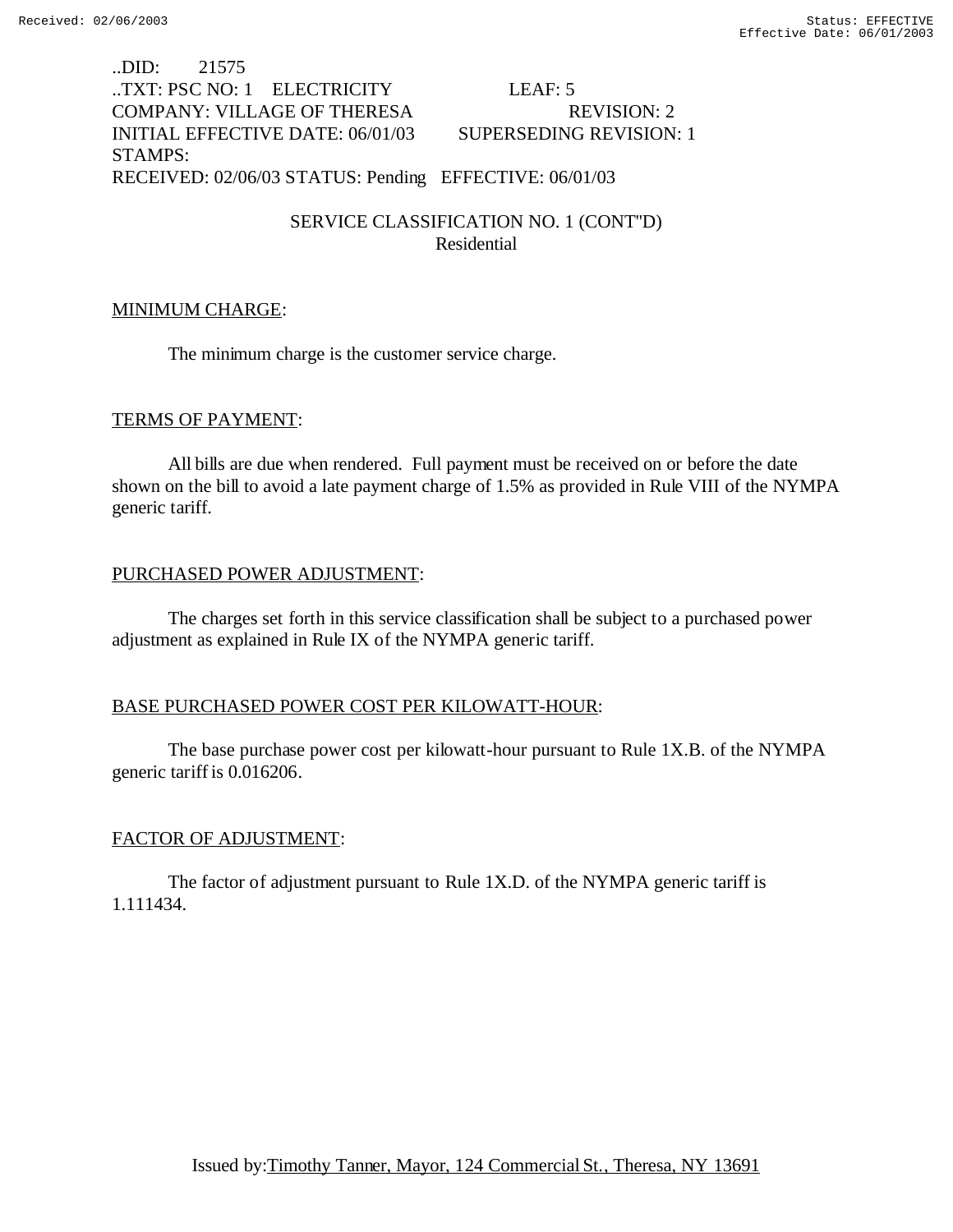..DID: 21575
..TXT: PSC NO: 1 ELECTRICITY LEAF: 5
COMPANY: VILLAGE OF THERESA REVISION: 2
INITIAL EFFECTIVE DATE: 06/01/03 SUPERSEDING REVISION: 1
STAMPS:
RECEIVED: 02/06/03 STATUS: Pending EFFECTIVE: 06/01/03

SERVICE CLASSIFICATION NO. 1 (CONT"D)
Residential

MINIMUM CHARGE:

The minimum charge is the customer service charge.

TERMS OF PAYMENT:

All bills are due when rendered. Full payment must be received on or before the date shown on the bill to avoid a late payment charge of 1.5% as provided in Rule VIII of the NYMPA generic tariff.

PURCHASED POWER ADJUSTMENT:

The charges set forth in this service classification shall be subject to a purchased power adjustment as explained in Rule IX of the NYMPA generic tariff.

BASE PURCHASED POWER COST PER KILOWATT-HOUR:

The base purchase power cost per kilowatt-hour pursuant to Rule 1X.B. of the NYMPA generic tariff is 0.016206.

FACTOR OF ADJUSTMENT:

The factor of adjustment pursuant to Rule 1X.D. of the NYMPA generic tariff is 1.111434.

Issued by: Timothy Tanner, Mayor, 124 Commercial St., Theresa, NY 13691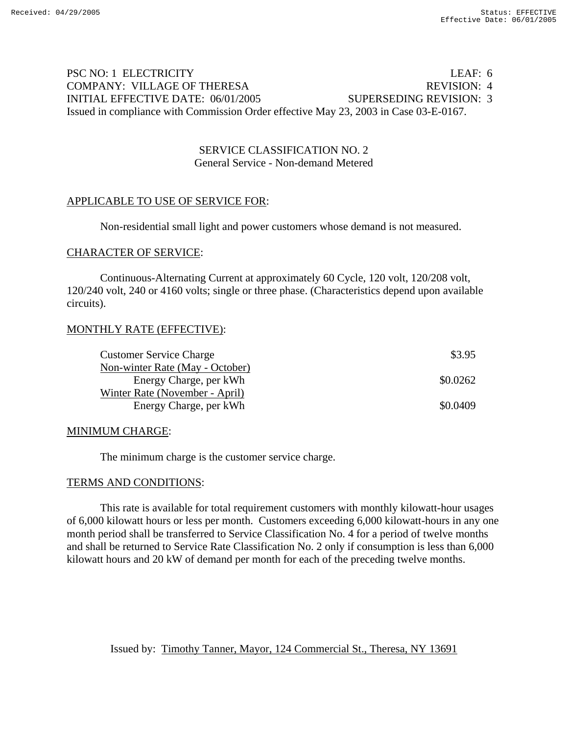PSC NO: 1 ELECTRICITY LEAF: 6
COMPANY: VILLAGE OF THERESA REVISION: 4
INITIAL EFFECTIVE DATE: 06/01/2005 SUPERSEDING REVISION: 3
Issued in compliance with Commission Order effective May 23, 2003 in Case 03-E-0167.

## SERVICE CLASSIFICATION NO. 2
### General Service - Non-demand Metered

APPLICABLE TO USE OF SERVICE FOR:

Non-residential small light and power customers whose demand is not measured.

CHARACTER OF SERVICE:

Continuous-Alternating Current at approximately 60 Cycle, 120 volt, 120/208 volt, 120/240 volt, 240 or 4160 volts; single or three phase. (Characteristics depend upon available circuits).

MONTHLY RATE (EFFECTIVE):

| | |
|---|---|
| Customer Service Charge | \$3.95 |
| Non-winter Rate (May - October) | |
| Energy Charge, per kWh | \$0.0262 |
| Winter Rate (November - April) | |
| Energy Charge, per kWh | \$0.0409 |

MINIMUM CHARGE:

The minimum charge is the customer service charge.

TERMS AND CONDITIONS:

This rate is available for total requirement customers with monthly kilowatt-hour usages of 6,000 kilowatt hours or less per month. Customers exceeding 6,000 kilowatt-hours in any one month period shall be transferred to Service Classification No. 4 for a period of twelve months and shall be returned to Service Rate Classification No. 2 only if consumption is less than 6,000 kilowatt hours and 20 kW of demand per month for each of the preceding twelve months.

Issued by: Timothy Tanner, Mayor, 124 Commercial St., Theresa, NY 13691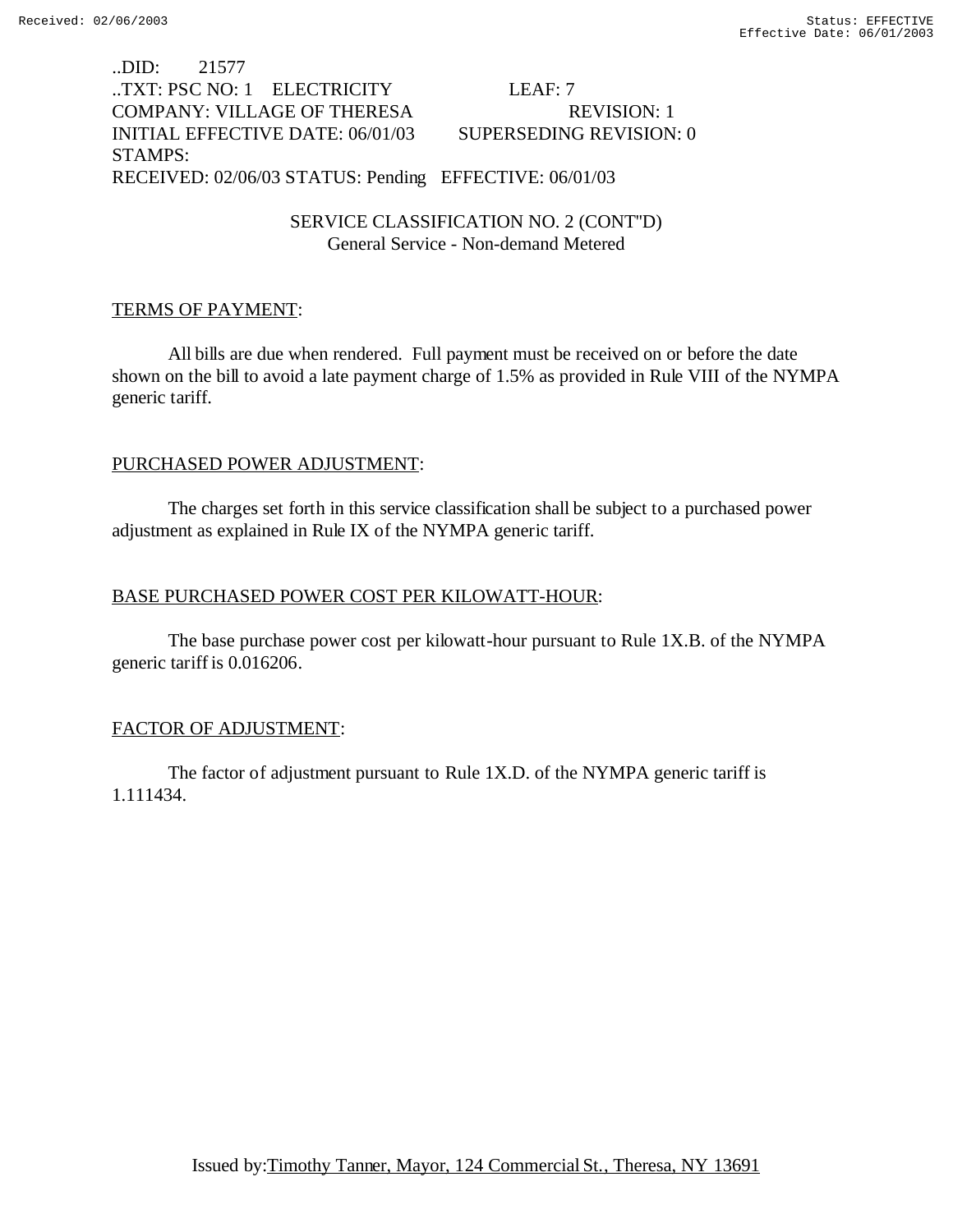..DID: 21577
..TXT: PSC NO: 1 ELECTRICITY LEAF: 7
COMPANY: VILLAGE OF THERESA REVISION: 1
INITIAL EFFECTIVE DATE: 06/01/03 SUPERSEDING REVISION: 0
STAMPS:
RECEIVED: 02/06/03 STATUS: Pending EFFECTIVE: 06/01/03

SERVICE CLASSIFICATION NO. 2 (CONT"D)
General Service - Non-demand Metered

TERMS OF PAYMENT:

All bills are due when rendered. Full payment must be received on or before the date shown on the bill to avoid a late payment charge of 1.5% as provided in Rule VIII of the NYMPA generic tariff.

PURCHASED POWER ADJUSTMENT:

The charges set forth in this service classification shall be subject to a purchased power adjustment as explained in Rule IX of the NYMPA generic tariff.

BASE PURCHASED POWER COST PER KILOWATT-HOUR:

The base purchase power cost per kilowatt-hour pursuant to Rule 1X.B. of the NYMPA generic tariff is 0.016206.

FACTOR OF ADJUSTMENT:

The factor of adjustment pursuant to Rule 1X.D. of the NYMPA generic tariff is 1.111434.

Issued by: Timothy Tanner, Mayor, 124 Commercial St., Theresa, NY 13691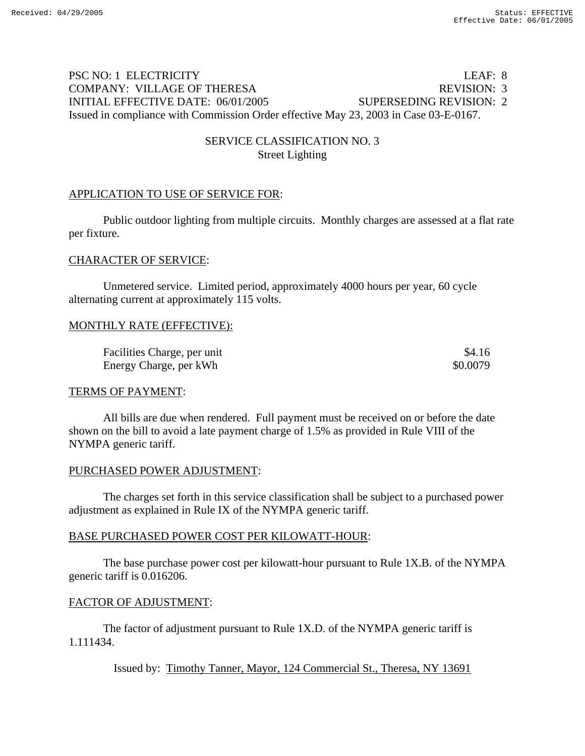PSC NO: 1 ELECTRICITY LEAF: 8
COMPANY: VILLAGE OF THERESA REVISION: 3
INITIAL EFFECTIVE DATE: 06/01/2005 SUPERSEDING REVISION: 2
Issued in compliance with Commission Order effective May 23, 2003 in Case 03-E-0167.

## SERVICE CLASSIFICATION NO. 3
### Street Lighting

APPLICATION TO USE OF SERVICE FOR:

Public outdoor lighting from multiple circuits. Monthly charges are assessed at a flat rate per fixture.

CHARACTER OF SERVICE:

Unmetered service. Limited period, approximately 4000 hours per year, 60 cycle alternating current at approximately 115 volts.

MONTHLY RATE (EFFECTIVE):

| | |
|---|---|
| Facilities Charge, per unit | $4.16 |
| Energy Charge, per kWh | $0.0079 |

TERMS OF PAYMENT:

All bills are due when rendered. Full payment must be received on or before the date shown on the bill to avoid a late payment charge of 1.5% as provided in Rule VIII of the NYMPA generic tariff.

PURCHASED POWER ADJUSTMENT:

The charges set forth in this service classification shall be subject to a purchased power adjustment as explained in Rule IX of the NYMPA generic tariff.

BASE PURCHASED POWER COST PER KILOWATT-HOUR:

The base purchase power cost per kilowatt-hour pursuant to Rule 1X.B. of the NYMPA generic tariff is 0.016206.

FACTOR OF ADJUSTMENT:

The factor of adjustment pursuant to Rule 1X.D. of the NYMPA generic tariff is 1.111434.

Issued by: Timothy Tanner, Mayor, 124 Commercial St., Theresa, NY 13691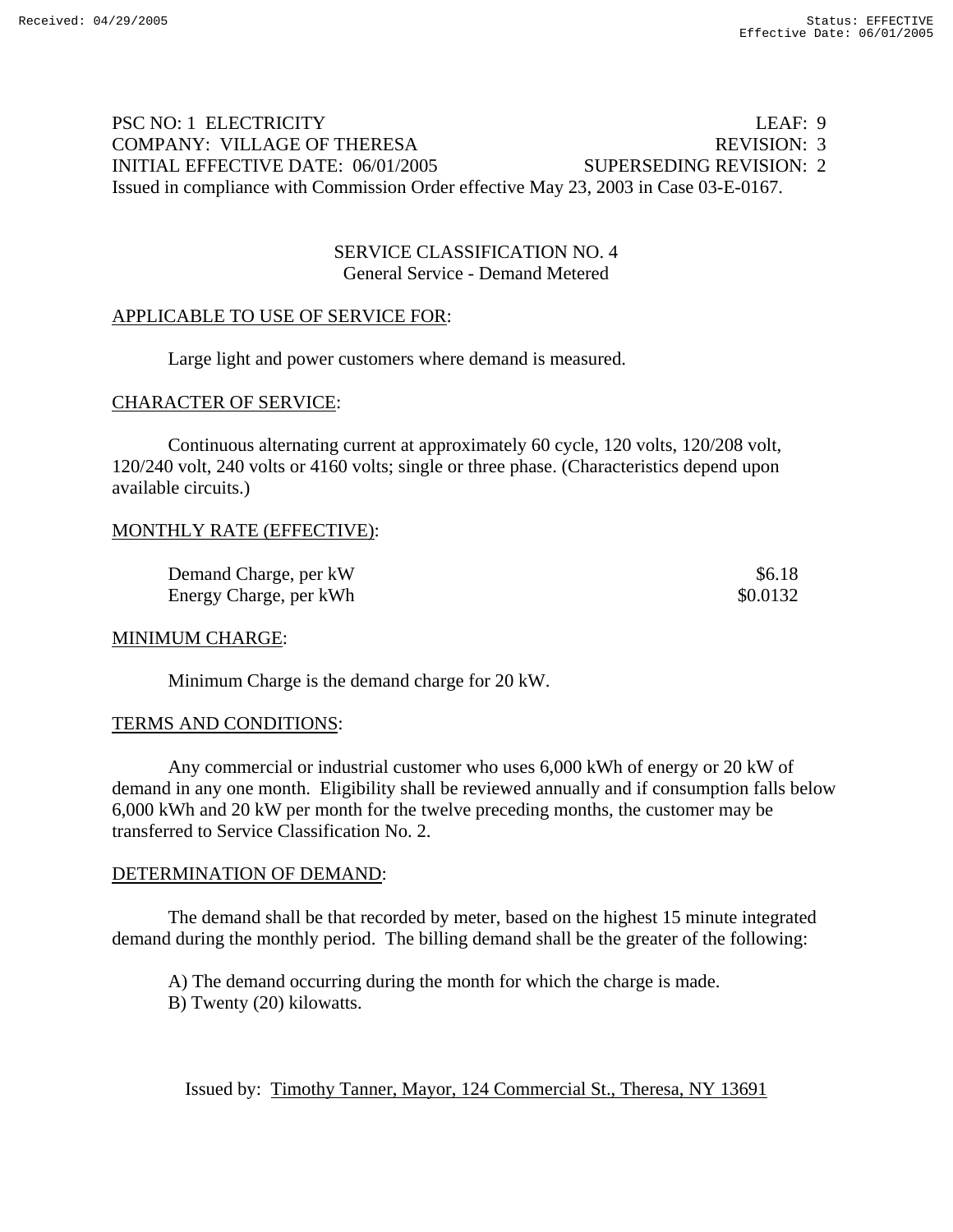PSC NO: 1 ELECTRICITY LEAF: 9
COMPANY: VILLAGE OF THERESA REVISION: 3
INITIAL EFFECTIVE DATE: 06/01/2005 SUPERSEDING REVISION: 2
Issued in compliance with Commission Order effective May 23, 2003 in Case 03-E-0167.

## SERVICE CLASSIFICATION NO. 4
General Service - Demand Metered

APPLICABLE TO USE OF SERVICE FOR:

Large light and power customers where demand is measured.

CHARACTER OF SERVICE:

Continuous alternating current at approximately 60 cycle, 120 volts, 120/208 volt, 120/240 volt, 240 volts or 4160 volts; single or three phase. (Characteristics depend upon available circuits.)

MONTHLY RATE (EFFECTIVE):

| | |
|---|---|
| Demand Charge, per kW | $6.18 |
| Energy Charge, per kWh | $0.0132 |

MINIMUM CHARGE:

Minimum Charge is the demand charge for 20 kW.

TERMS AND CONDITIONS:

Any commercial or industrial customer who uses 6,000 kWh of energy or 20 kW of demand in any one month. Eligibility shall be reviewed annually and if consumption falls below 6,000 kWh and 20 kW per month for the twelve preceding months, the customer may be transferred to Service Classification No. 2.

DETERMINATION OF DEMAND:

The demand shall be that recorded by meter, based on the highest 15 minute integrated demand during the monthly period. The billing demand shall be the greater of the following:

A) The demand occurring during the month for which the charge is made.
B) Twenty (20) kilowatts.

Issued by: Timothy Tanner, Mayor, 124 Commercial St., Theresa, NY 13691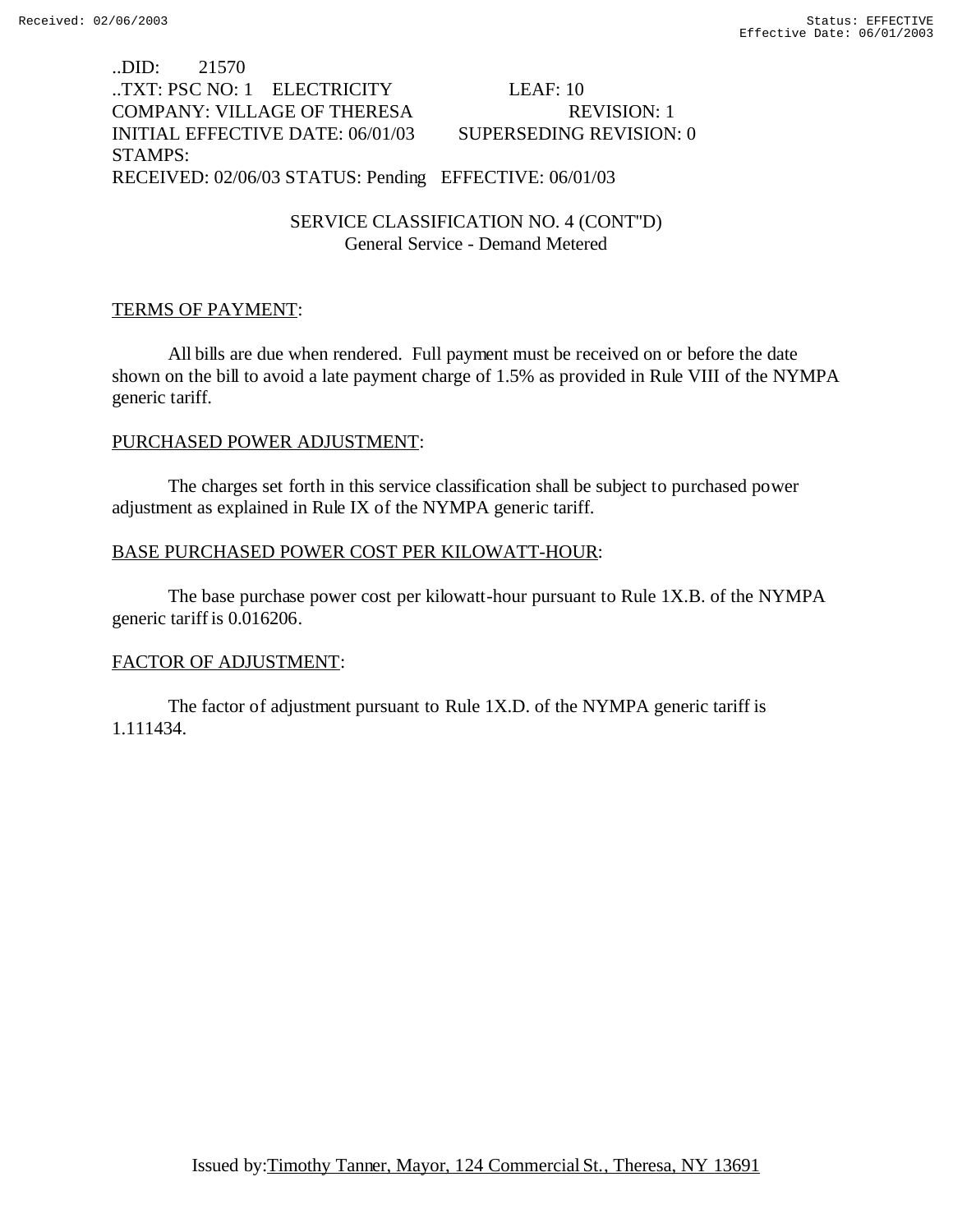..DID: 21570
..TXT: PSC NO: 1 ELECTRICITY LEAF: 10
COMPANY: VILLAGE OF THERESA REVISION: 1
INITIAL EFFECTIVE DATE: 06/01/03 SUPERSEDING REVISION: 0
STAMPS:
RECEIVED: 02/06/03 STATUS: Pending EFFECTIVE: 06/01/03

SERVICE CLASSIFICATION NO. 4 (CONT"D)
General Service - Demand Metered

TERMS OF PAYMENT:

All bills are due when rendered. Full payment must be received on or before the date shown on the bill to avoid a late payment charge of 1.5% as provided in Rule VIII of the NYMPA generic tariff.

PURCHASED POWER ADJUSTMENT:

The charges set forth in this service classification shall be subject to purchased power adjustment as explained in Rule IX of the NYMPA generic tariff.

BASE PURCHASED POWER COST PER KILOWATT-HOUR:

The base purchase power cost per kilowatt-hour pursuant to Rule 1X.B. of the NYMPA generic tariff is 0.016206.

FACTOR OF ADJUSTMENT:

The factor of adjustment pursuant to Rule 1X.D. of the NYMPA generic tariff is 1.111434.

Issued by: Timothy Tanner, Mayor, 124 Commercial St., Theresa, NY 13691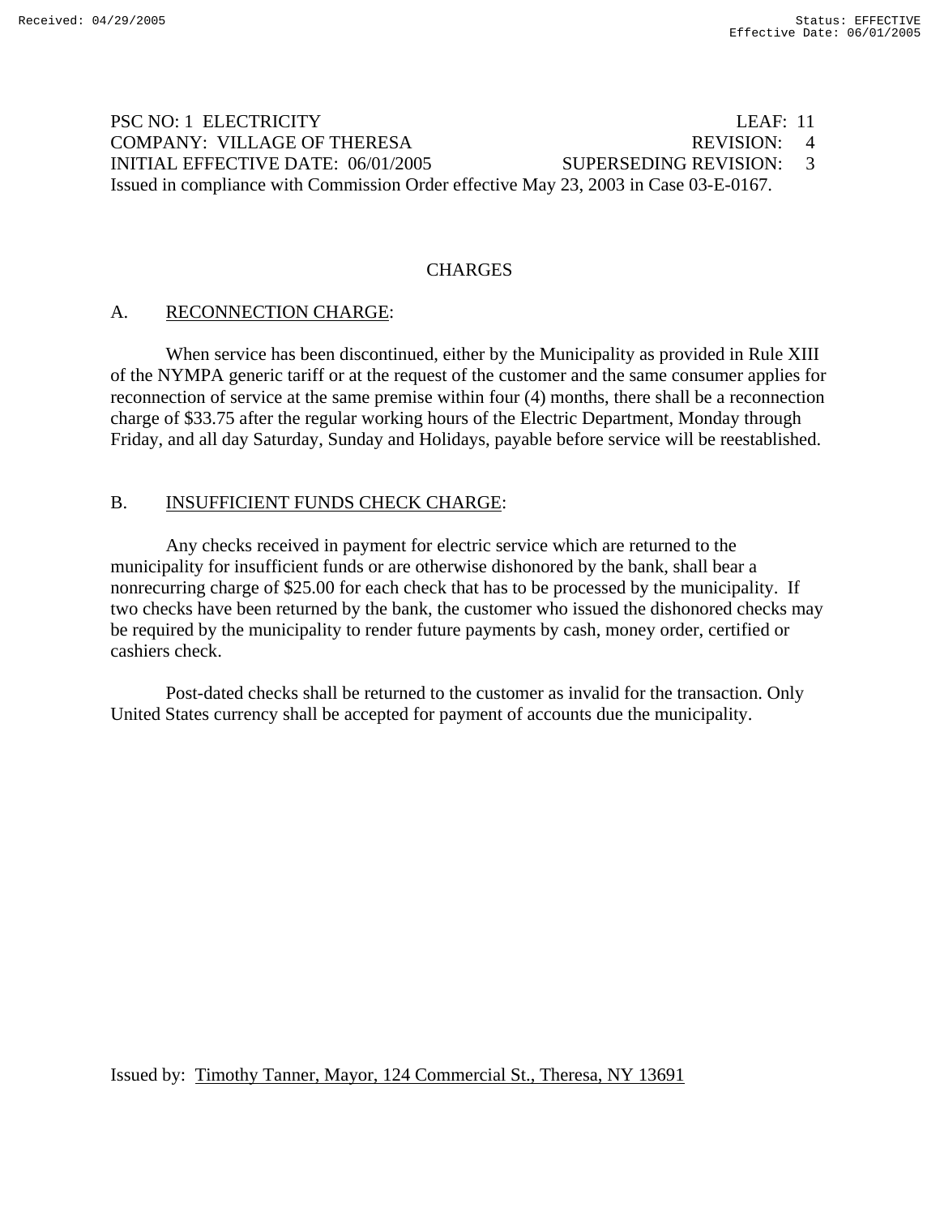PSC NO: 1 ELECTRICITY LEAF: 11
COMPANY: VILLAGE OF THERESA REVISION: 4
INITIAL EFFECTIVE DATE: 06/01/2005 SUPERSEDING REVISION: 3
Issued in compliance with Commission Order effective May 23, 2003 in Case 03-E-0167.

# CHARGES

## A. RECONNECTION CHARGE:

When service has been discontinued, either by the Municipality as provided in Rule XIII of the NYMPA generic tariff or at the request of the customer and the same consumer applies for reconnection of service at the same premise within four (4) months, there shall be a reconnection charge of $33.75 after the regular working hours of the Electric Department, Monday through Friday, and all day Saturday, Sunday and Holidays, payable before service will be reestablished.

## B. INSUFFICIENT FUNDS CHECK CHARGE:

Any checks received in payment for electric service which are returned to the municipality for insufficient funds or are otherwise dishonored by the bank, shall bear a nonrecurring charge of $25.00 for each check that has to be processed by the municipality. If two checks have been returned by the bank, the customer who issued the dishonored checks may be required by the municipality to render future payments by cash, money order, certified or cashiers check.

Post-dated checks shall be returned to the customer as invalid for the transaction. Only United States currency shall be accepted for payment of accounts due the municipality.

Issued by: Timothy Tanner, Mayor, 124 Commercial St., Theresa, NY 13691